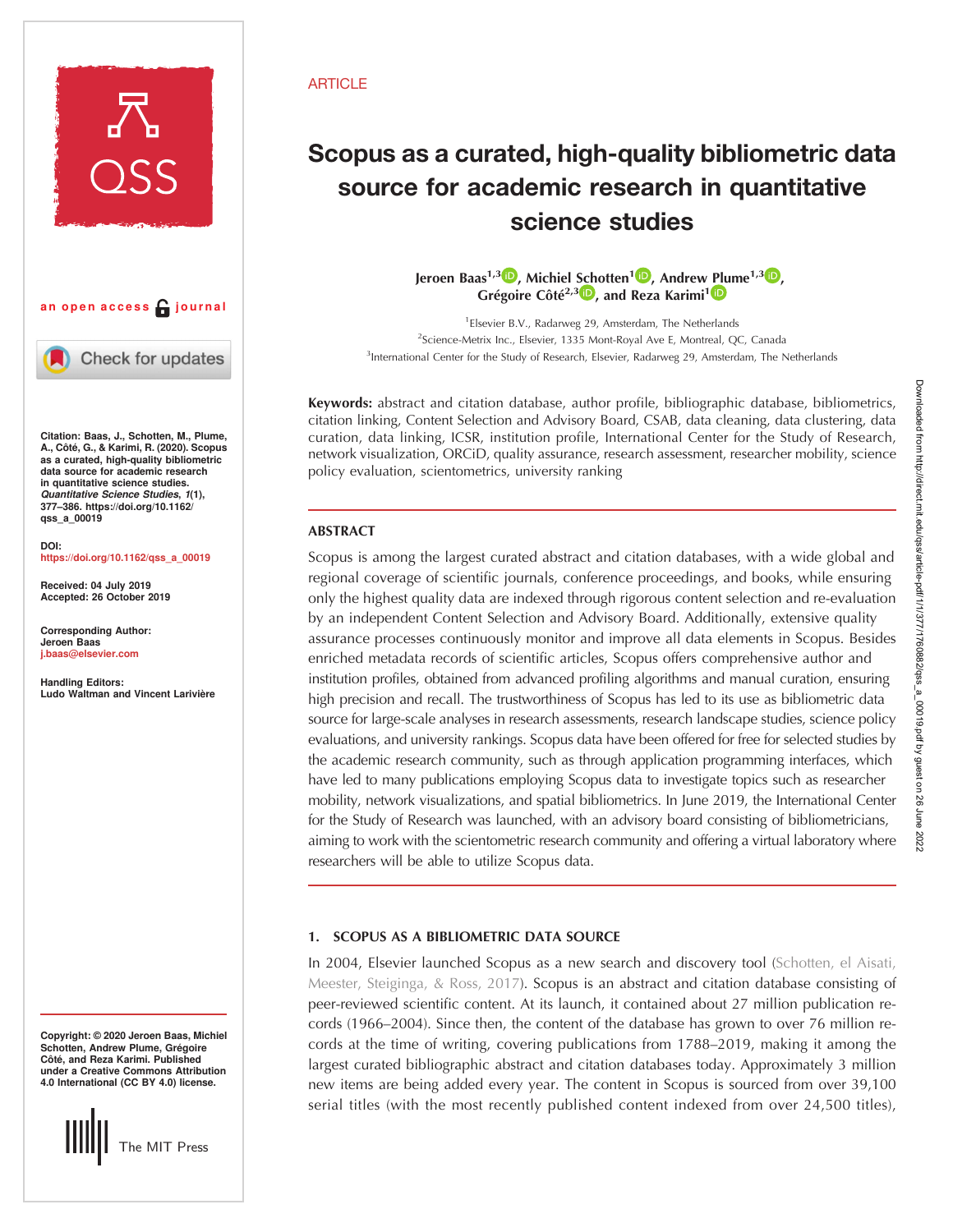ARTICLE

# Scopus as a curated, high-quality bibliometric data source for academic research in quantitative science studies

**Jeroen Baas[1,3], Michiel Schotten[1], Andrew Plume[1,3], Grégoire Côté[2,3], and Reza Karimi[1]**

[1]Elsevier B.V., Radarweg 29, Amsterdam, The Netherlands
[2]Science-Metrix Inc., Elsevier, 1335 Mont-Royal Ave E, Montreal, QC, Canada
[3]International Center for the Study of Research, Elsevier, Radarweg 29, Amsterdam, The Netherlands

an open access journal

Citation: Baas, J., Schotten, M., Plume, A., Côté, G., & Karimi, R. (2020). Scopus as a curated, high-quality bibliometric data source for academic research in quantitative science studies. *Quantitative Science Studies*, *1*(1), 377–386. https://doi.org/10.1162/qss_a_00019

DOI: https://doi.org/10.1162/qss_a_00019

Received: 04 July 2019
Accepted: 26 October 2019

Corresponding Author: Jeroen Baas j.baas@elsevier.com

Handling Editors: Ludo Waltman and Vincent Larivière

Copyright: © 2020 Jeroen Baas, Michiel Schotten, Andrew Plume, Grégoire Côté, and Reza Karimi. Published under a Creative Commons Attribution 4.0 International (CC BY 4.0) license.

The MIT Press

**Keywords:** abstract and citation database, author profile, bibliographic database, bibliometrics, citation linking, Content Selection and Advisory Board, CSAB, data cleaning, data clustering, data curation, data linking, ICSR, institution profile, International Center for the Study of Research, network visualization, ORCiD, quality assurance, research assessment, researcher mobility, science policy evaluation, scientometrics, university ranking

## ABSTRACT

Scopus is among the largest curated abstract and citation databases, with a wide global and regional coverage of scientific journals, conference proceedings, and books, while ensuring only the highest quality data are indexed through rigorous content selection and re-evaluation by an independent Content Selection and Advisory Board. Additionally, extensive quality assurance processes continuously monitor and improve all data elements in Scopus. Besides enriched metadata records of scientific articles, Scopus offers comprehensive author and institution profiles, obtained from advanced profiling algorithms and manual curation, ensuring high precision and recall. The trustworthiness of Scopus has led to its use as bibliometric data source for large-scale analyses in research assessments, research landscape studies, science policy evaluations, and university rankings. Scopus data have been offered for free for selected studies by the academic research community, such as through application programming interfaces, which have led to many publications employing Scopus data to investigate topics such as researcher mobility, network visualizations, and spatial bibliometrics. In June 2019, the International Center for the Study of Research was launched, with an advisory board consisting of bibliometricians, aiming to work with the scientometric research community and offering a virtual laboratory where researchers will be able to utilize Scopus data.

## 1. SCOPUS AS A BIBLIOMETRIC DATA SOURCE

In 2004, Elsevier launched Scopus as a new search and discovery tool (Schotten, el Aisati, Meester, Steiginga, & Ross, 2017). Scopus is an abstract and citation database consisting of peer-reviewed scientific content. At its launch, it contained about 27 million publication records (1966–2004). Since then, the content of the database has grown to over 76 million records at the time of writing, covering publications from 1788–2019, making it among the largest curated bibliographic abstract and citation databases today. Approximately 3 million new items are being added every year. The content in Scopus is sourced from over 39,100 serial titles (with the most recently published content indexed from over 24,500 titles),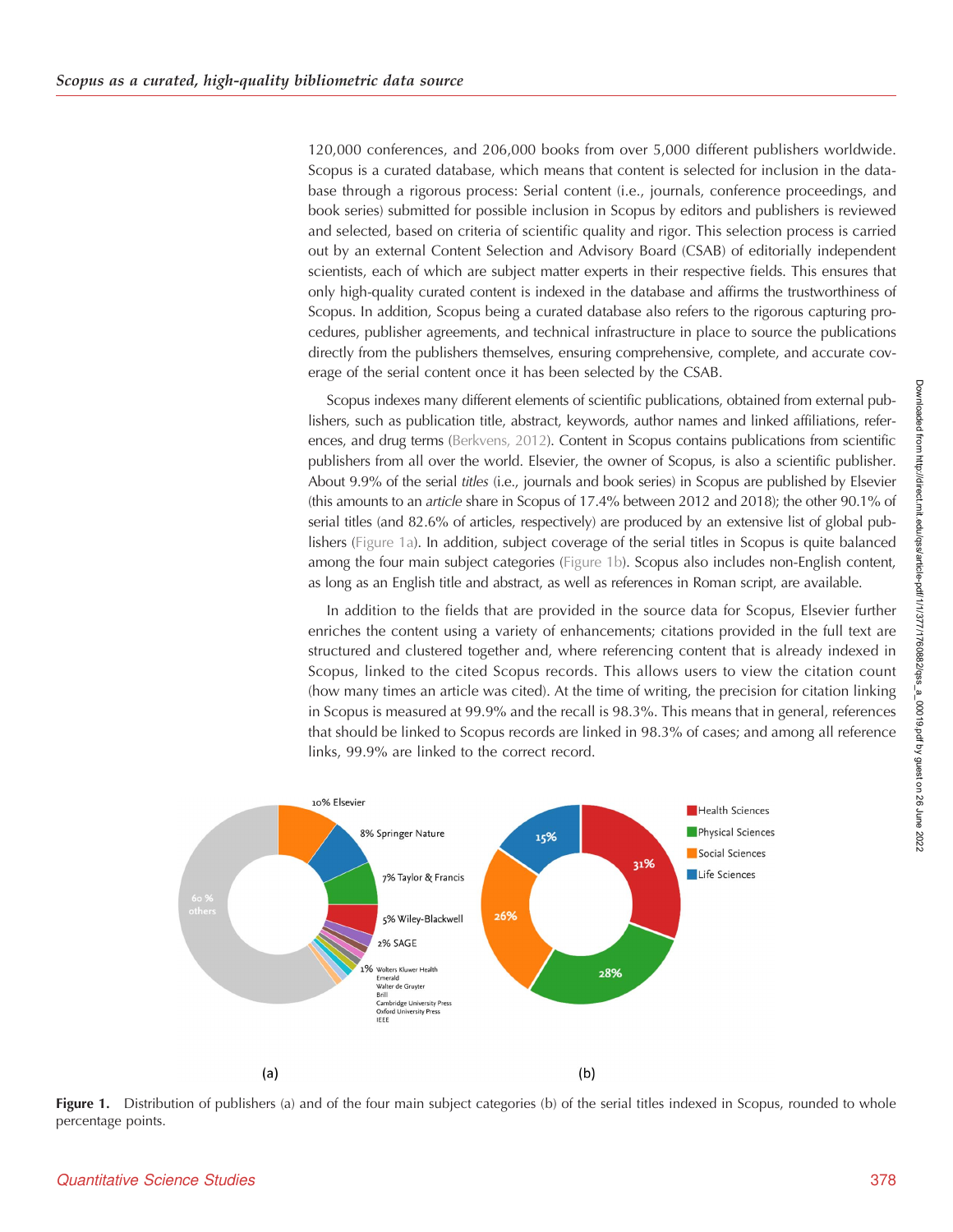120,000 conferences, and 206,000 books from over 5,000 different publishers worldwide. Scopus is a curated database, which means that content is selected for inclusion in the database through a rigorous process: Serial content (i.e., journals, conference proceedings, and book series) submitted for possible inclusion in Scopus by editors and publishers is reviewed and selected, based on criteria of scientific quality and rigor. This selection process is carried out by an external Content Selection and Advisory Board (CSAB) of editorially independent scientists, each of which are subject matter experts in their respective fields. This ensures that only high-quality curated content is indexed in the database and affirms the trustworthiness of Scopus. In addition, Scopus being a curated database also refers to the rigorous capturing procedures, publisher agreements, and technical infrastructure in place to source the publications directly from the publishers themselves, ensuring comprehensive, complete, and accurate coverage of the serial content once it has been selected by the CSAB.

Scopus indexes many different elements of scientific publications, obtained from external publishers, such as publication title, abstract, keywords, author names and linked affiliations, references, and drug terms (Berkvens, 2012). Content in Scopus contains publications from scientific publishers from all over the world. Elsevier, the owner of Scopus, is also a scientific publisher. About 9.9% of the serial *titles* (i.e., journals and book series) in Scopus are published by Elsevier (this amounts to an *article* share in Scopus of 17.4% between 2012 and 2018); the other 90.1% of serial titles (and 82.6% of articles, respectively) are produced by an extensive list of global publishers (Figure 1a). In addition, subject coverage of the serial titles in Scopus is quite balanced among the four main subject categories (Figure 1b). Scopus also includes non-English content, as long as an English title and abstract, as well as references in Roman script, are available.

In addition to the fields that are provided in the source data for Scopus, Elsevier further enriches the content using a variety of enhancements; citations provided in the full text are structured and clustered together and, where referencing content that is already indexed in Scopus, linked to the cited Scopus records. This allows users to view the citation count (how many times an article was cited). At the time of writing, the precision for citation linking in Scopus is measured at 99.9% and the recall is 98.3%. This means that in general, references that should be linked to Scopus records are linked in 98.3% of cases; and among all reference links, 99.9% are linked to the correct record.

**Figure 1.** Distribution of publishers (a) and of the four main subject categories (b) of the serial titles indexed in Scopus, rounded to whole percentage points.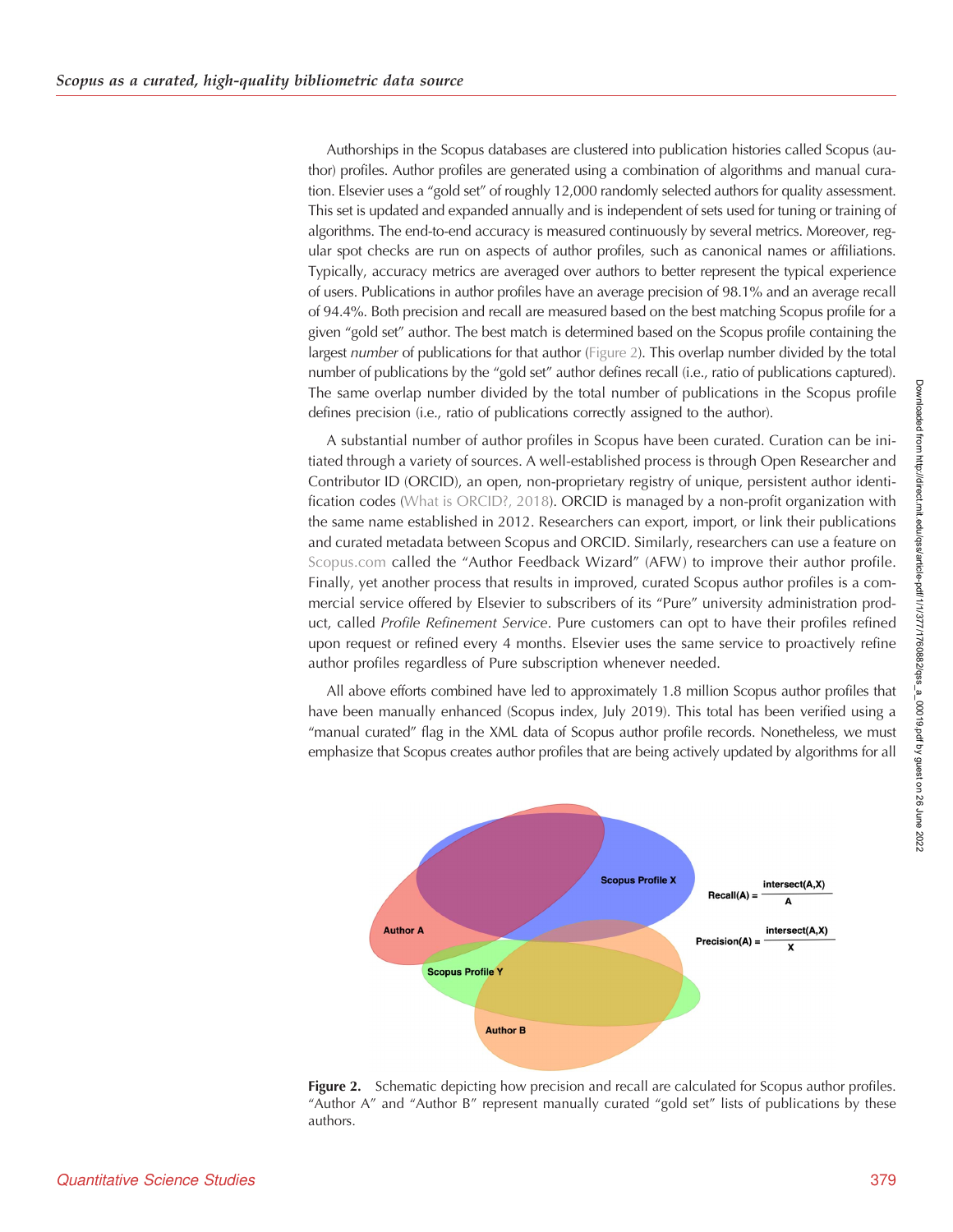Authorships in the Scopus databases are clustered into publication histories called Scopus (author) profiles. Author profiles are generated using a combination of algorithms and manual curation. Elsevier uses a "gold set" of roughly 12,000 randomly selected authors for quality assessment. This set is updated and expanded annually and is independent of sets used for tuning or training of algorithms. The end-to-end accuracy is measured continuously by several metrics. Moreover, regular spot checks are run on aspects of author profiles, such as canonical names or affiliations. Typically, accuracy metrics are averaged over authors to better represent the typical experience of users. Publications in author profiles have an average precision of 98.1% and an average recall of 94.4%. Both precision and recall are measured based on the best matching Scopus profile for a given "gold set" author. The best match is determined based on the Scopus profile containing the largest *number* of publications for that author (Figure 2). This overlap number divided by the total number of publications by the "gold set" author defines recall (i.e., ratio of publications captured). The same overlap number divided by the total number of publications in the Scopus profile defines precision (i.e., ratio of publications correctly assigned to the author).

A substantial number of author profiles in Scopus have been curated. Curation can be initiated through a variety of sources. A well-established process is through Open Researcher and Contributor ID (ORCID), an open, non-proprietary registry of unique, persistent author identification codes (What is ORCID?, 2018). ORCID is managed by a non-profit organization with the same name established in 2012. Researchers can export, import, or link their publications and curated metadata between Scopus and ORCID. Similarly, researchers can use a feature on Scopus.com called the "Author Feedback Wizard" (AFW) to improve their author profile. Finally, yet another process that results in improved, curated Scopus author profiles is a commercial service offered by Elsevier to subscribers of its "Pure" university administration product, called *Profile Refinement Service*. Pure customers can opt to have their profiles refined upon request or refined every 4 months. Elsevier uses the same service to proactively refine author profiles regardless of Pure subscription whenever needed.

All above efforts combined have led to approximately 1.8 million Scopus author profiles that have been manually enhanced (Scopus index, July 2019). This total has been verified using a "manual curated" flag in the XML data of Scopus author profile records. Nonetheless, we must emphasize that Scopus creates author profiles that are being actively updated by algorithms for all

$$\text{Recall}(A) = \frac{\text{intersect}(A,X)}{A}$$

$$\text{Precision}(A) = \frac{\text{intersect}(A,X)}{X}$$

**Figure 2.** Schematic depicting how precision and recall are calculated for Scopus author profiles. "Author A" and "Author B" represent manually curated "gold set" lists of publications by these authors.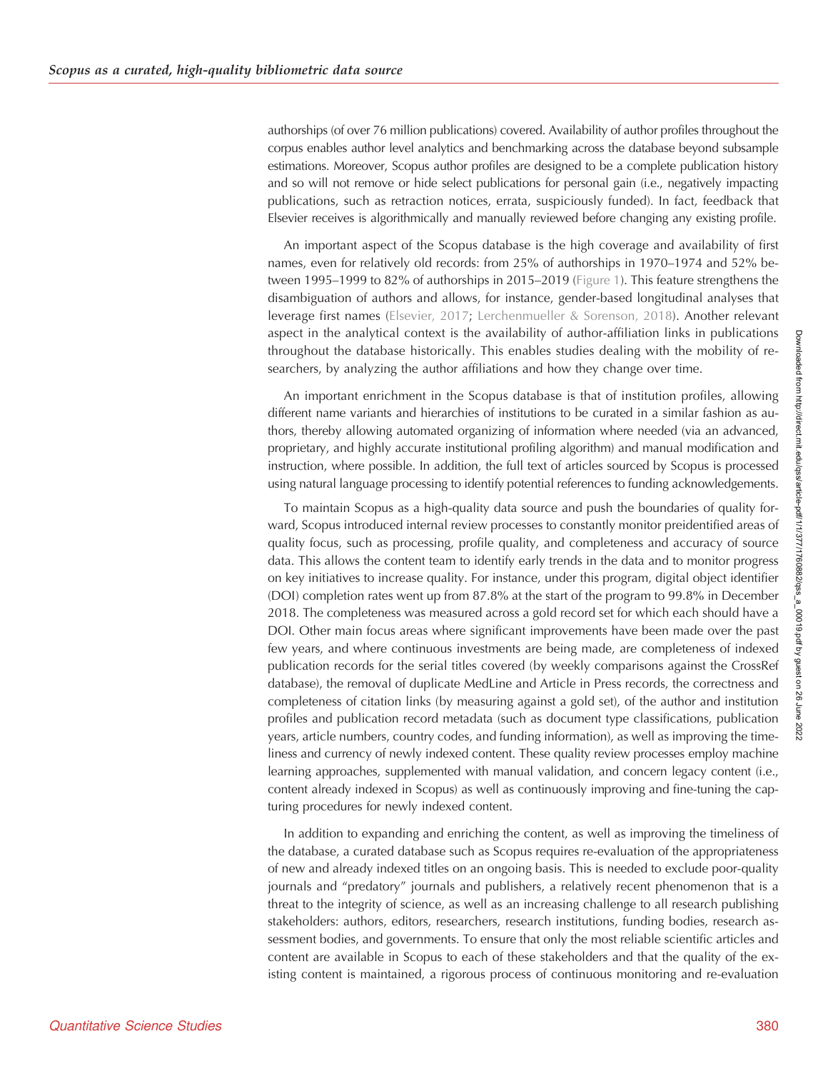authorships (of over 76 million publications) covered. Availability of author profiles throughout the corpus enables author level analytics and benchmarking across the database beyond subsample estimations. Moreover, Scopus author profiles are designed to be a complete publication history and so will not remove or hide select publications for personal gain (i.e., negatively impacting publications, such as retraction notices, errata, suspiciously funded). In fact, feedback that Elsevier receives is algorithmically and manually reviewed before changing any existing profile.

An important aspect of the Scopus database is the high coverage and availability of first names, even for relatively old records: from 25% of authorships in 1970–1974 and 52% between 1995–1999 to 82% of authorships in 2015–2019 (Figure 1). This feature strengthens the disambiguation of authors and allows, for instance, gender-based longitudinal analyses that leverage first names (Elsevier, 2017; Lerchenmueller & Sorenson, 2018). Another relevant aspect in the analytical context is the availability of author-affiliation links in publications throughout the database historically. This enables studies dealing with the mobility of researchers, by analyzing the author affiliations and how they change over time.

An important enrichment in the Scopus database is that of institution profiles, allowing different name variants and hierarchies of institutions to be curated in a similar fashion as authors, thereby allowing automated organizing of information where needed (via an advanced, proprietary, and highly accurate institutional profiling algorithm) and manual modification and instruction, where possible. In addition, the full text of articles sourced by Scopus is processed using natural language processing to identify potential references to funding acknowledgements.

To maintain Scopus as a high-quality data source and push the boundaries of quality forward, Scopus introduced internal review processes to constantly monitor preidentified areas of quality focus, such as processing, profile quality, and completeness and accuracy of source data. This allows the content team to identify early trends in the data and to monitor progress on key initiatives to increase quality. For instance, under this program, digital object identifier (DOI) completion rates went up from 87.8% at the start of the program to 99.8% in December 2018. The completeness was measured across a gold record set for which each should have a DOI. Other main focus areas where significant improvements have been made over the past few years, and where continuous investments are being made, are completeness of indexed publication records for the serial titles covered (by weekly comparisons against the CrossRef database), the removal of duplicate MedLine and Article in Press records, the correctness and completeness of citation links (by measuring against a gold set), of the author and institution profiles and publication record metadata (such as document type classifications, publication years, article numbers, country codes, and funding information), as well as improving the timeliness and currency of newly indexed content. These quality review processes employ machine learning approaches, supplemented with manual validation, and concern legacy content (i.e., content already indexed in Scopus) as well as continuously improving and fine-tuning the capturing procedures for newly indexed content.

In addition to expanding and enriching the content, as well as improving the timeliness of the database, a curated database such as Scopus requires re-evaluation of the appropriateness of new and already indexed titles on an ongoing basis. This is needed to exclude poor-quality journals and "predatory" journals and publishers, a relatively recent phenomenon that is a threat to the integrity of science, as well as an increasing challenge to all research publishing stakeholders: authors, editors, researchers, research institutions, funding bodies, research assessment bodies, and governments. To ensure that only the most reliable scientific articles and content are available in Scopus to each of these stakeholders and that the quality of the existing content is maintained, a rigorous process of continuous monitoring and re-evaluation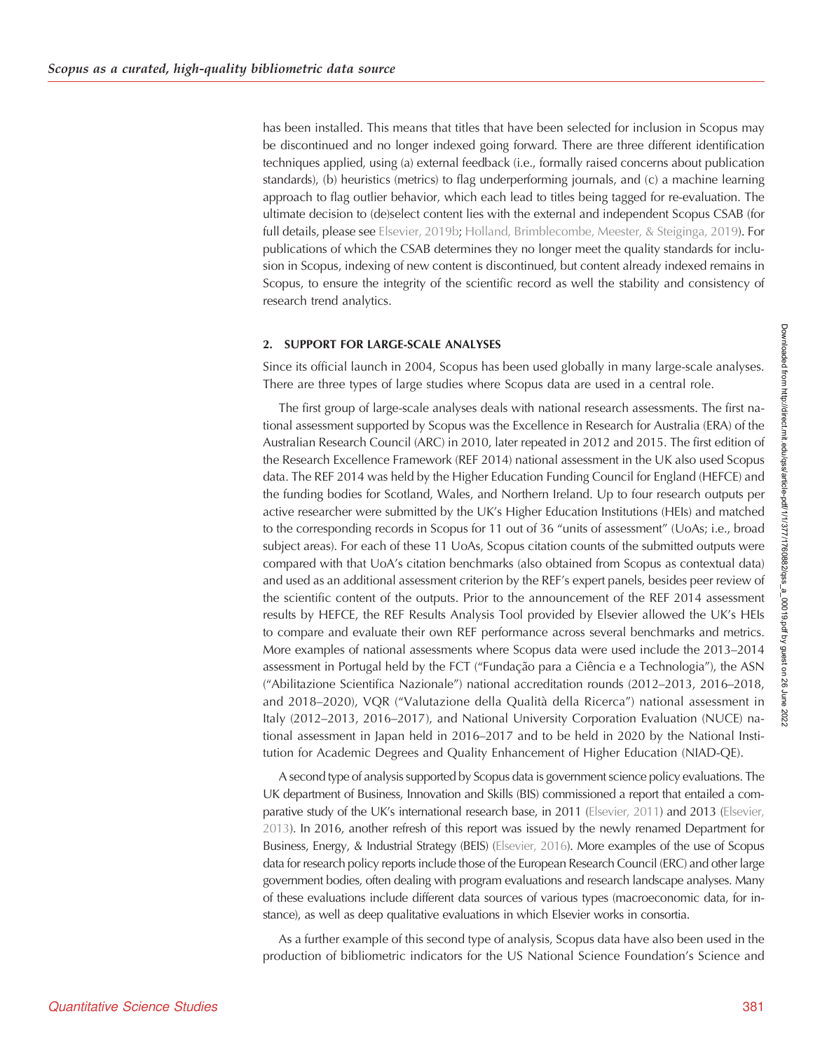has been installed. This means that titles that have been selected for inclusion in Scopus may be discontinued and no longer indexed going forward. There are three different identification techniques applied, using (a) external feedback (i.e., formally raised concerns about publication standards), (b) heuristics (metrics) to flag underperforming journals, and (c) a machine learning approach to flag outlier behavior, which each lead to titles being tagged for re-evaluation. The ultimate decision to (de)select content lies with the external and independent Scopus CSAB (for full details, please see Elsevier, 2019b; Holland, Brimblecombe, Meester, & Steiginga, 2019). For publications of which the CSAB determines they no longer meet the quality standards for inclusion in Scopus, indexing of new content is discontinued, but content already indexed remains in Scopus, to ensure the integrity of the scientific record as well the stability and consistency of research trend analytics.

## 2. SUPPORT FOR LARGE-SCALE ANALYSES

Since its official launch in 2004, Scopus has been used globally in many large-scale analyses. There are three types of large studies where Scopus data are used in a central role.

The first group of large-scale analyses deals with national research assessments. The first national assessment supported by Scopus was the Excellence in Research for Australia (ERA) of the Australian Research Council (ARC) in 2010, later repeated in 2012 and 2015. The first edition of the Research Excellence Framework (REF 2014) national assessment in the UK also used Scopus data. The REF 2014 was held by the Higher Education Funding Council for England (HEFCE) and the funding bodies for Scotland, Wales, and Northern Ireland. Up to four research outputs per active researcher were submitted by the UK's Higher Education Institutions (HEIs) and matched to the corresponding records in Scopus for 11 out of 36 "units of assessment" (UoAs; i.e., broad subject areas). For each of these 11 UoAs, Scopus citation counts of the submitted outputs were compared with that UoA's citation benchmarks (also obtained from Scopus as contextual data) and used as an additional assessment criterion by the REF's expert panels, besides peer review of the scientific content of the outputs. Prior to the announcement of the REF 2014 assessment results by HEFCE, the REF Results Analysis Tool provided by Elsevier allowed the UK's HEIs to compare and evaluate their own REF performance across several benchmarks and metrics. More examples of national assessments where Scopus data were used include the 2013–2014 assessment in Portugal held by the FCT ("Fundação para a Ciência e a Technologia"), the ASN ("Abilitazione Scientifica Nazionale") national accreditation rounds (2012–2013, 2016–2018, and 2018–2020), VQR ("Valutazione della Qualità della Ricerca") national assessment in Italy (2012–2013, 2016–2017), and National University Corporation Evaluation (NUCE) national assessment in Japan held in 2016–2017 and to be held in 2020 by the National Institution for Academic Degrees and Quality Enhancement of Higher Education (NIAD-QE).

A second type of analysis supported by Scopus data is government science policy evaluations. The UK department of Business, Innovation and Skills (BIS) commissioned a report that entailed a comparative study of the UK's international research base, in 2011 (Elsevier, 2011) and 2013 (Elsevier, 2013). In 2016, another refresh of this report was issued by the newly renamed Department for Business, Energy, & Industrial Strategy (BEIS) (Elsevier, 2016). More examples of the use of Scopus data for research policy reports include those of the European Research Council (ERC) and other large government bodies, often dealing with program evaluations and research landscape analyses. Many of these evaluations include different data sources of various types (macroeconomic data, for instance), as well as deep qualitative evaluations in which Elsevier works in consortia.

As a further example of this second type of analysis, Scopus data have also been used in the production of bibliometric indicators for the US National Science Foundation's Science and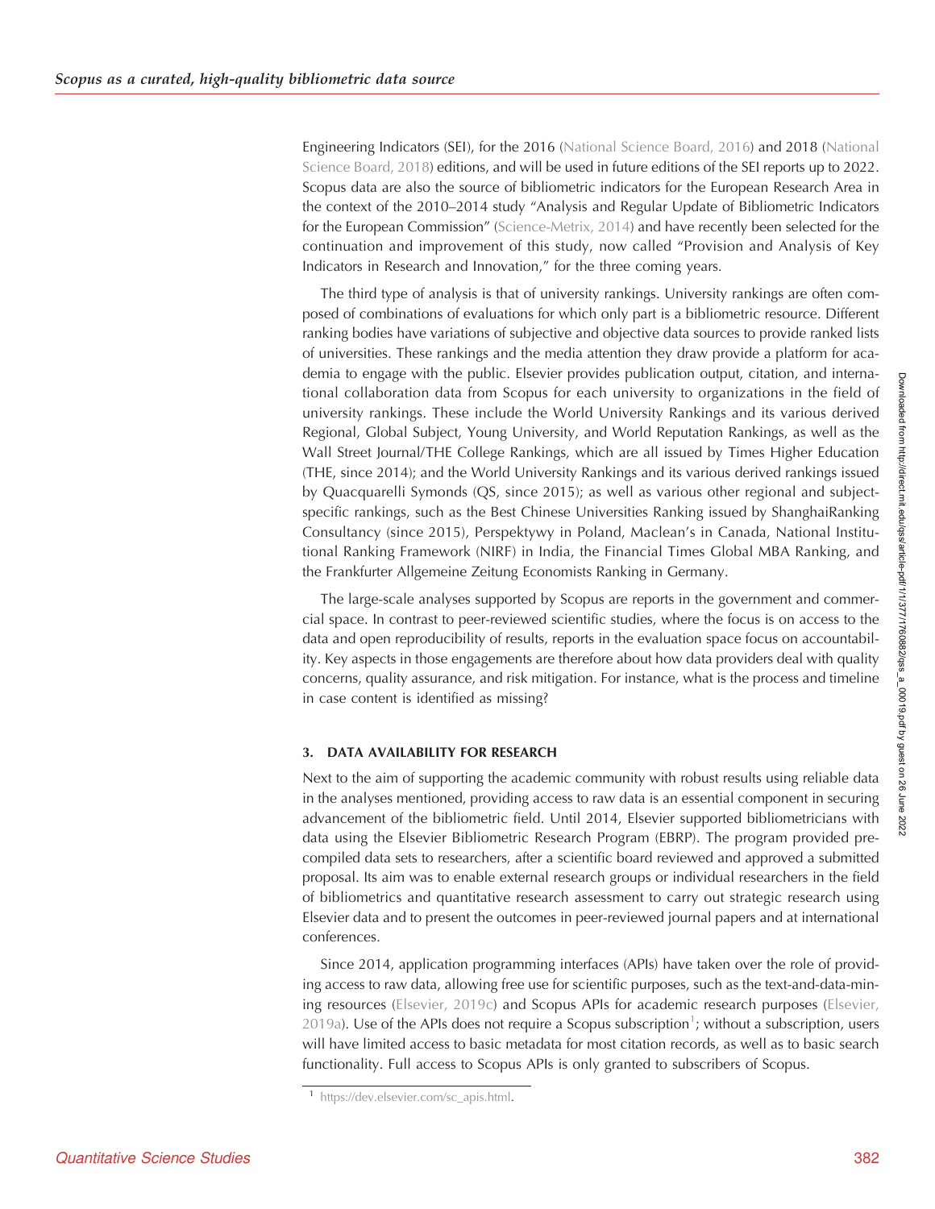Engineering Indicators (SEI), for the 2016 (National Science Board, 2016) and 2018 (National Science Board, 2018) editions, and will be used in future editions of the SEI reports up to 2022. Scopus data are also the source of bibliometric indicators for the European Research Area in the context of the 2010–2014 study "Analysis and Regular Update of Bibliometric Indicators for the European Commission" (Science-Metrix, 2014) and have recently been selected for the continuation and improvement of this study, now called "Provision and Analysis of Key Indicators in Research and Innovation," for the three coming years.

The third type of analysis is that of university rankings. University rankings are often composed of combinations of evaluations for which only part is a bibliometric resource. Different ranking bodies have variations of subjective and objective data sources to provide ranked lists of universities. These rankings and the media attention they draw provide a platform for academia to engage with the public. Elsevier provides publication output, citation, and international collaboration data from Scopus for each university to organizations in the field of university rankings. These include the World University Rankings and its various derived Regional, Global Subject, Young University, and World Reputation Rankings, as well as the Wall Street Journal/THE College Rankings, which are all issued by Times Higher Education (THE, since 2014); and the World University Rankings and its various derived rankings issued by Quacquarelli Symonds (QS, since 2015); as well as various other regional and subject-specific rankings, such as the Best Chinese Universities Ranking issued by ShanghaiRanking Consultancy (since 2015), Perspektywy in Poland, Maclean's in Canada, National Institutional Ranking Framework (NIRF) in India, the Financial Times Global MBA Ranking, and the Frankfurter Allgemeine Zeitung Economists Ranking in Germany.

The large-scale analyses supported by Scopus are reports in the government and commercial space. In contrast to peer-reviewed scientific studies, where the focus is on access to the data and open reproducibility of results, reports in the evaluation space focus on accountability. Key aspects in those engagements are therefore about how data providers deal with quality concerns, quality assurance, and risk mitigation. For instance, what is the process and timeline in case content is identified as missing?

## 3. DATA AVAILABILITY FOR RESEARCH

Next to the aim of supporting the academic community with robust results using reliable data in the analyses mentioned, providing access to raw data is an essential component in securing advancement of the bibliometric field. Until 2014, Elsevier supported bibliometricians with data using the Elsevier Bibliometric Research Program (EBRP). The program provided precompiled data sets to researchers, after a scientific board reviewed and approved a submitted proposal. Its aim was to enable external research groups or individual researchers in the field of bibliometrics and quantitative research assessment to carry out strategic research using Elsevier data and to present the outcomes in peer-reviewed journal papers and at international conferences.

Since 2014, application programming interfaces (APIs) have taken over the role of providing access to raw data, allowing free use for scientific purposes, such as the text-and-data-mining resources (Elsevier, 2019c) and Scopus APIs for academic research purposes (Elsevier, 2019a). Use of the APIs does not require a Scopus subscription[1]; without a subscription, users will have limited access to basic metadata for most citation records, as well as to basic search functionality. Full access to Scopus APIs is only granted to subscribers of Scopus.

[1] https://dev.elsevier.com/sc_apis.html.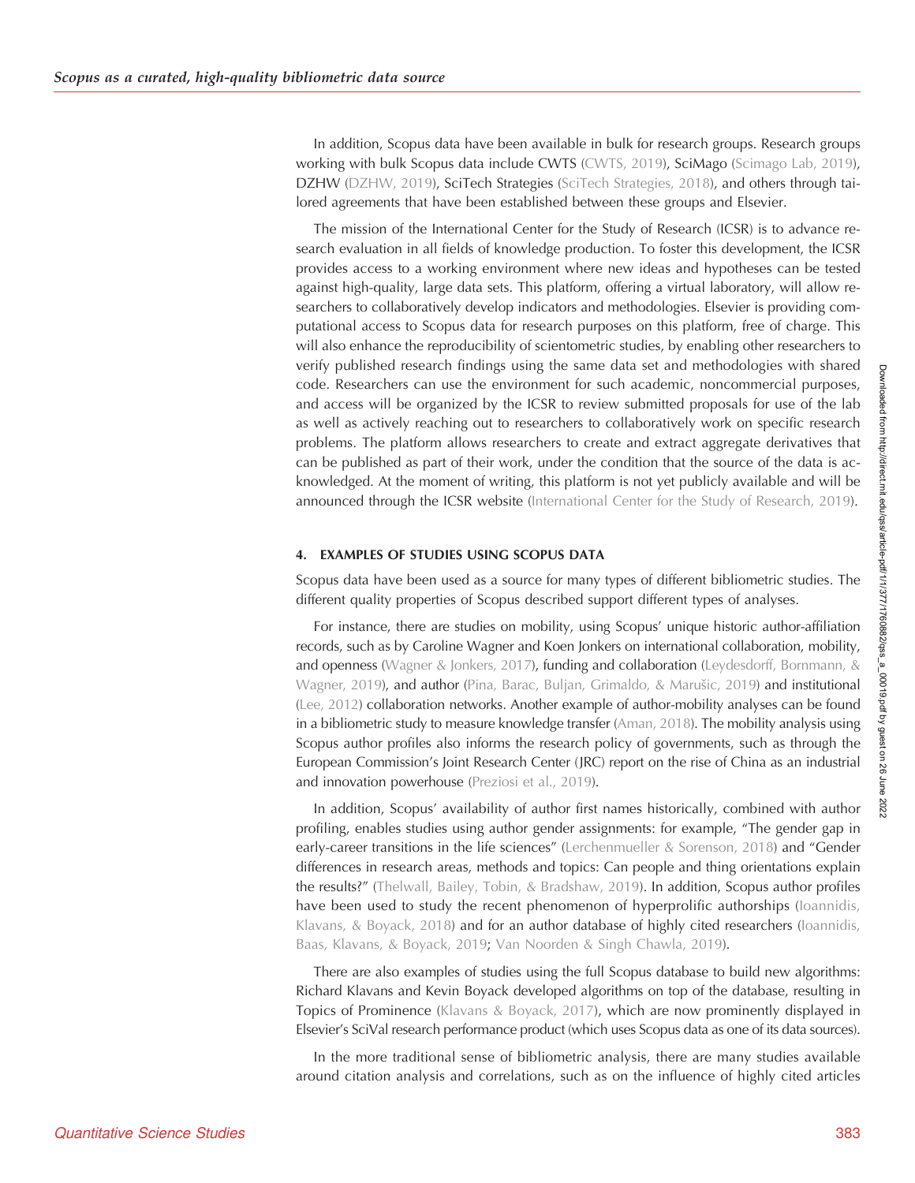In addition, Scopus data have been available in bulk for research groups. Research groups working with bulk Scopus data include CWTS (CWTS, 2019), SciMago (Scimago Lab, 2019), DZHW (DZHW, 2019), SciTech Strategies (SciTech Strategies, 2018), and others through tailored agreements that have been established between these groups and Elsevier.

The mission of the International Center for the Study of Research (ICSR) is to advance research evaluation in all fields of knowledge production. To foster this development, the ICSR provides access to a working environment where new ideas and hypotheses can be tested against high-quality, large data sets. This platform, offering a virtual laboratory, will allow researchers to collaboratively develop indicators and methodologies. Elsevier is providing computational access to Scopus data for research purposes on this platform, free of charge. This will also enhance the reproducibility of scientometric studies, by enabling other researchers to verify published research findings using the same data set and methodologies with shared code. Researchers can use the environment for such academic, noncommercial purposes, and access will be organized by the ICSR to review submitted proposals for use of the lab as well as actively reaching out to researchers to collaboratively work on specific research problems. The platform allows researchers to create and extract aggregate derivatives that can be published as part of their work, under the condition that the source of the data is acknowledged. At the moment of writing, this platform is not yet publicly available and will be announced through the ICSR website (International Center for the Study of Research, 2019).

## 4. EXAMPLES OF STUDIES USING SCOPUS DATA

Scopus data have been used as a source for many types of different bibliometric studies. The different quality properties of Scopus described support different types of analyses.

For instance, there are studies on mobility, using Scopus' unique historic author-affiliation records, such as by Caroline Wagner and Koen Jonkers on international collaboration, mobility, and openness (Wagner & Jonkers, 2017), funding and collaboration (Leydesdorff, Bornmann, & Wagner, 2019), and author (Pina, Barac, Buljan, Grimaldo, & Marušic, 2019) and institutional (Lee, 2012) collaboration networks. Another example of author-mobility analyses can be found in a bibliometric study to measure knowledge transfer (Aman, 2018). The mobility analysis using Scopus author profiles also informs the research policy of governments, such as through the European Commission's Joint Research Center (JRC) report on the rise of China as an industrial and innovation powerhouse (Preziosi et al., 2019).

In addition, Scopus' availability of author first names historically, combined with author profiling, enables studies using author gender assignments: for example, "The gender gap in early-career transitions in the life sciences" (Lerchenmueller & Sorenson, 2018) and "Gender differences in research areas, methods and topics: Can people and thing orientations explain the results?" (Thelwall, Bailey, Tobin, & Bradshaw, 2019). In addition, Scopus author profiles have been used to study the recent phenomenon of hyperprolific authorships (Ioannidis, Klavans, & Boyack, 2018) and for an author database of highly cited researchers (Ioannidis, Baas, Klavans, & Boyack, 2019; Van Noorden & Singh Chawla, 2019).

There are also examples of studies using the full Scopus database to build new algorithms: Richard Klavans and Kevin Boyack developed algorithms on top of the database, resulting in Topics of Prominence (Klavans & Boyack, 2017), which are now prominently displayed in Elsevier's SciVal research performance product (which uses Scopus data as one of its data sources).

In the more traditional sense of bibliometric analysis, there are many studies available around citation analysis and correlations, such as on the influence of highly cited articles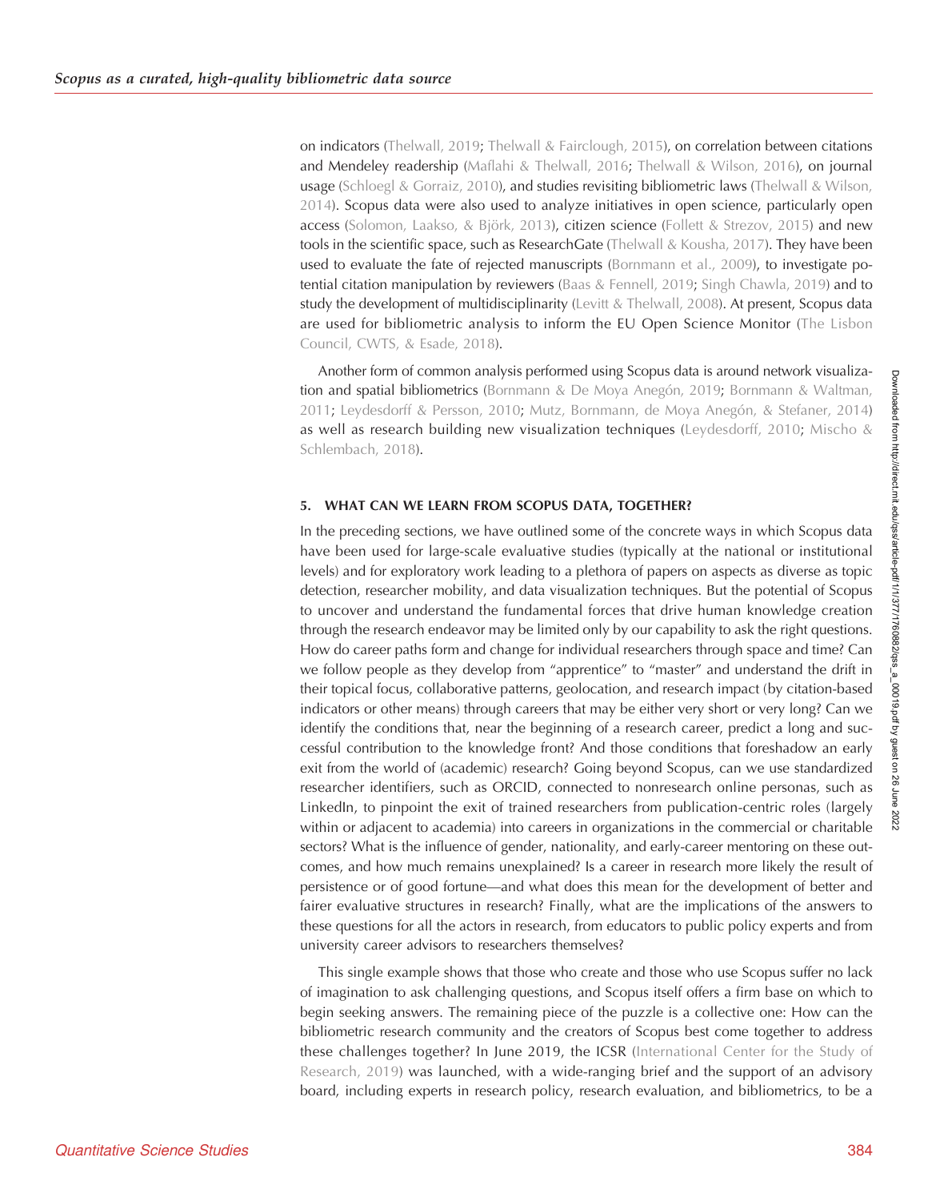on indicators (Thelwall, 2019; Thelwall & Fairclough, 2015), on correlation between citations and Mendeley readership (Maflahi & Thelwall, 2016; Thelwall & Wilson, 2016), on journal usage (Schloegl & Gorraiz, 2010), and studies revisiting bibliometric laws (Thelwall & Wilson, 2014). Scopus data were also used to analyze initiatives in open science, particularly open access (Solomon, Laakso, & Björk, 2013), citizen science (Follett & Strezov, 2015) and new tools in the scientific space, such as ResearchGate (Thelwall & Kousha, 2017). They have been used to evaluate the fate of rejected manuscripts (Bornmann et al., 2009), to investigate potential citation manipulation by reviewers (Baas & Fennell, 2019; Singh Chawla, 2019) and to study the development of multidisciplinarity (Levitt & Thelwall, 2008). At present, Scopus data are used for bibliometric analysis to inform the EU Open Science Monitor (The Lisbon Council, CWTS, & Esade, 2018).

Another form of common analysis performed using Scopus data is around network visualization and spatial bibliometrics (Bornmann & De Moya Anegón, 2019; Bornmann & Waltman, 2011; Leydesdorff & Persson, 2010; Mutz, Bornmann, de Moya Anegón, & Stefaner, 2014) as well as research building new visualization techniques (Leydesdorff, 2010; Mischo & Schlembach, 2018).

## 5. WHAT CAN WE LEARN FROM SCOPUS DATA, TOGETHER?

In the preceding sections, we have outlined some of the concrete ways in which Scopus data have been used for large-scale evaluative studies (typically at the national or institutional levels) and for exploratory work leading to a plethora of papers on aspects as diverse as topic detection, researcher mobility, and data visualization techniques. But the potential of Scopus to uncover and understand the fundamental forces that drive human knowledge creation through the research endeavor may be limited only by our capability to ask the right questions. How do career paths form and change for individual researchers through space and time? Can we follow people as they develop from "apprentice" to "master" and understand the drift in their topical focus, collaborative patterns, geolocation, and research impact (by citation-based indicators or other means) through careers that may be either very short or very long? Can we identify the conditions that, near the beginning of a research career, predict a long and successful contribution to the knowledge front? And those conditions that foreshadow an early exit from the world of (academic) research? Going beyond Scopus, can we use standardized researcher identifiers, such as ORCID, connected to nonresearch online personas, such as LinkedIn, to pinpoint the exit of trained researchers from publication-centric roles (largely within or adjacent to academia) into careers in organizations in the commercial or charitable sectors? What is the influence of gender, nationality, and early-career mentoring on these outcomes, and how much remains unexplained? Is a career in research more likely the result of persistence or of good fortune—and what does this mean for the development of better and fairer evaluative structures in research? Finally, what are the implications of the answers to these questions for all the actors in research, from educators to public policy experts and from university career advisors to researchers themselves?

This single example shows that those who create and those who use Scopus suffer no lack of imagination to ask challenging questions, and Scopus itself offers a firm base on which to begin seeking answers. The remaining piece of the puzzle is a collective one: How can the bibliometric research community and the creators of Scopus best come together to address these challenges together? In June 2019, the ICSR (International Center for the Study of Research, 2019) was launched, with a wide-ranging brief and the support of an advisory board, including experts in research policy, research evaluation, and bibliometrics, to be a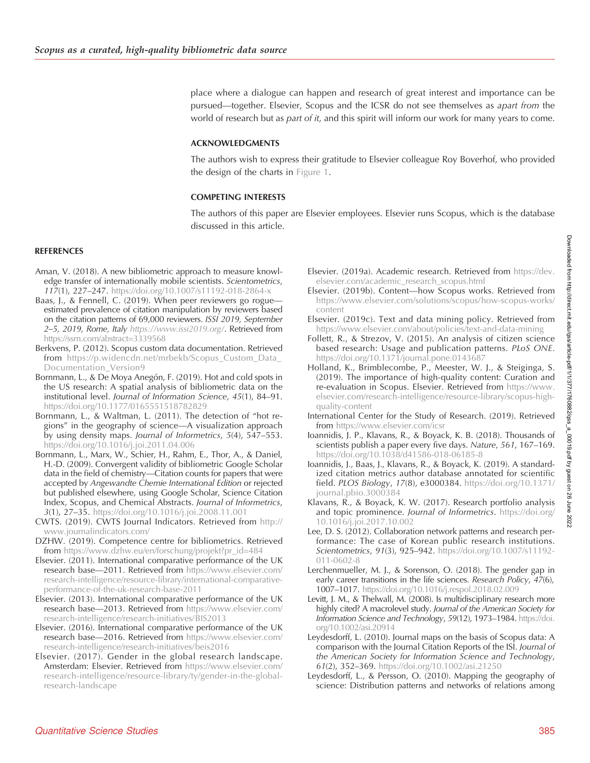place where a dialogue can happen and research of great interest and importance can be pursued—together. Elsevier, Scopus and the ICSR do not see themselves as *apart from* the world of research but as *part of it*, and this spirit will inform our work for many years to come.

## ACKNOWLEDGMENTS

The authors wish to express their gratitude to Elsevier colleague Roy Boverhof, who provided the design of the charts in Figure 1.

## COMPETING INTERESTS

The authors of this paper are Elsevier employees. Elsevier runs Scopus, which is the database discussed in this article.

## REFERENCES

Aman, V. (2018). A new bibliometric approach to measure knowledge transfer of internationally mobile scientists. *Scientometrics*, *117*(1), 227–247. https://doi.org/10.1007/s11192-018-2864-x

Baas, J., & Fennell, C. (2019). When peer reviewers go rogue—estimated prevalence of citation manipulation by reviewers based on the citation patterns of 69,000 reviewers. *ISSI 2019, September 2–5, 2019, Rome, Italy* *https://www.issi2019.org/*. Retrieved from https://ssrn.com/abstract=3339568

Berkvens, P. (2012). Scopus custom data documentation. Retrieved from https://p.widencdn.net/mrbekb/Scopus_Custom_Data_Documentation_Version9

Bornmann, L., & De Moya Anegón, F. (2019). Hot and cold spots in the US research: A spatial analysis of bibliometric data on the institutional level. *Journal of Information Science*, *45*(1), 84–91. https://doi.org/10.1177/0165551518782829

Bornmann, L., & Waltman, L. (2011). The detection of "hot regions" in the geography of science—A visualization approach by using density maps. *Journal of Informetrics*, *5*(4), 547–553. https://doi.org/10.1016/j.joi.2011.04.006

Bornmann, L., Marx, W., Schier, H., Rahm, E., Thor, A., & Daniel, H.-D. (2009). Convergent validity of bibliometric Google Scholar data in the field of chemistry—Citation counts for papers that were accepted by *Angewandte Chemie International Edition* or rejected but published elsewhere, using Google Scholar, Science Citation Index, Scopus, and Chemical Abstracts. *Journal of Informetrics*, *3*(1), 27–35. https://doi.org/10.1016/j.joi.2008.11.001

CWTS. (2019). CWTS Journal Indicators. Retrieved from http://www.journalindicators.com/

DZHW. (2019). Competence centre for bibliometrics. Retrieved from https://www.dzhw.eu/en/forschung/projekt?pr_id=484

Elsevier. (2011). International comparative performance of the UK research base—2011. Retrieved from https://www.elsevier.com/research-intelligence/resource-library/international-comparative-performance-of-the-uk-research-base-2011

Elsevier. (2013). International comparative performance of the UK research base—2013. Retrieved from https://www.elsevier.com/research-intelligence/research-initiatives/BIS2013

Elsevier. (2016). International comparative performance of the UK research base—2016. Retrieved from https://www.elsevier.com/research-intelligence/research-initiatives/beis2016

Elsevier. (2017). Gender in the global research landscape. Amsterdam: Elsevier. Retrieved from https://www.elsevier.com/research-intelligence/resource-library/ty/gender-in-the-global-research-landscape

Elsevier. (2019a). Academic research. Retrieved from https://dev.elsevier.com/academic_research_scopus.html

Elsevier. (2019b). Content—how Scopus works. Retrieved from https://www.elsevier.com/solutions/scopus/how-scopus-works/content

Elsevier. (2019c). Text and data mining policy. Retrieved from https://www.elsevier.com/about/policies/text-and-data-mining

Follett, R., & Strezov, V. (2015). An analysis of citizen science based research: Usage and publication patterns. *PLoS ONE*. https://doi.org/10.1371/journal.pone.0143687

Holland, K., Brimblecombe, P., Meester, W. J., & Steiginga, S. (2019). The importance of high-quality content: Curation and re-evaluation in Scopus. Elsevier. Retrieved from https://www.elsevier.com/research-intelligence/resource-library/scopus-high-quality-content

International Center for the Study of Research. (2019). Retrieved from https://www.elsevier.com/icsr

Ioannidis, J. P., Klavans, R., & Boyack, K. B. (2018). Thousands of scientists publish a paper every five days. *Nature*, *561*, 167–169. https://doi.org/10.1038/d41586-018-06185-8

Ioannidis, J., Baas, J., Klavans, R., & Boyack, K. (2019). A standardized citation metrics author database annotated for scientific field. *PLOS Biology*, *17*(8), e3000384. https://doi.org/10.1371/journal.pbio.3000384

Klavans, R., & Boyack, K. W. (2017). Research portfolio analysis and topic prominence. *Journal of Informetrics*. https://doi.org/10.1016/j.joi.2017.10.002

Lee, D. S. (2012). Collaboration network patterns and research performance: The case of Korean public research institutions. *Scientometrics*, *91*(3), 925–942. https://doi.org/10.1007/s11192-011-0602-8

Lerchenmueller, M. J., & Sorenson, O. (2018). The gender gap in early career transitions in the life sciences. *Research Policy*, *47*(6), 1007–1017. https://doi.org/10.1016/j.respol.2018.02.009

Levitt, J. M., & Thelwall, M. (2008). Is multidisciplinary research more highly cited? A macrolevel study. *Journal of the American Society for Information Science and Technology*, *59*(12), 1973–1984. https://doi.org/10.1002/asi.20914

Leydesdorff, L. (2010). Journal maps on the basis of Scopus data: A comparison with the Journal Citation Reports of the ISI. *Journal of the American Society for Information Science and Technology*, *61*(2), 352–369. https://doi.org/10.1002/asi.21250

Leydesdorff, L., & Persson, O. (2010). Mapping the geography of science: Distribution patterns and networks of relations among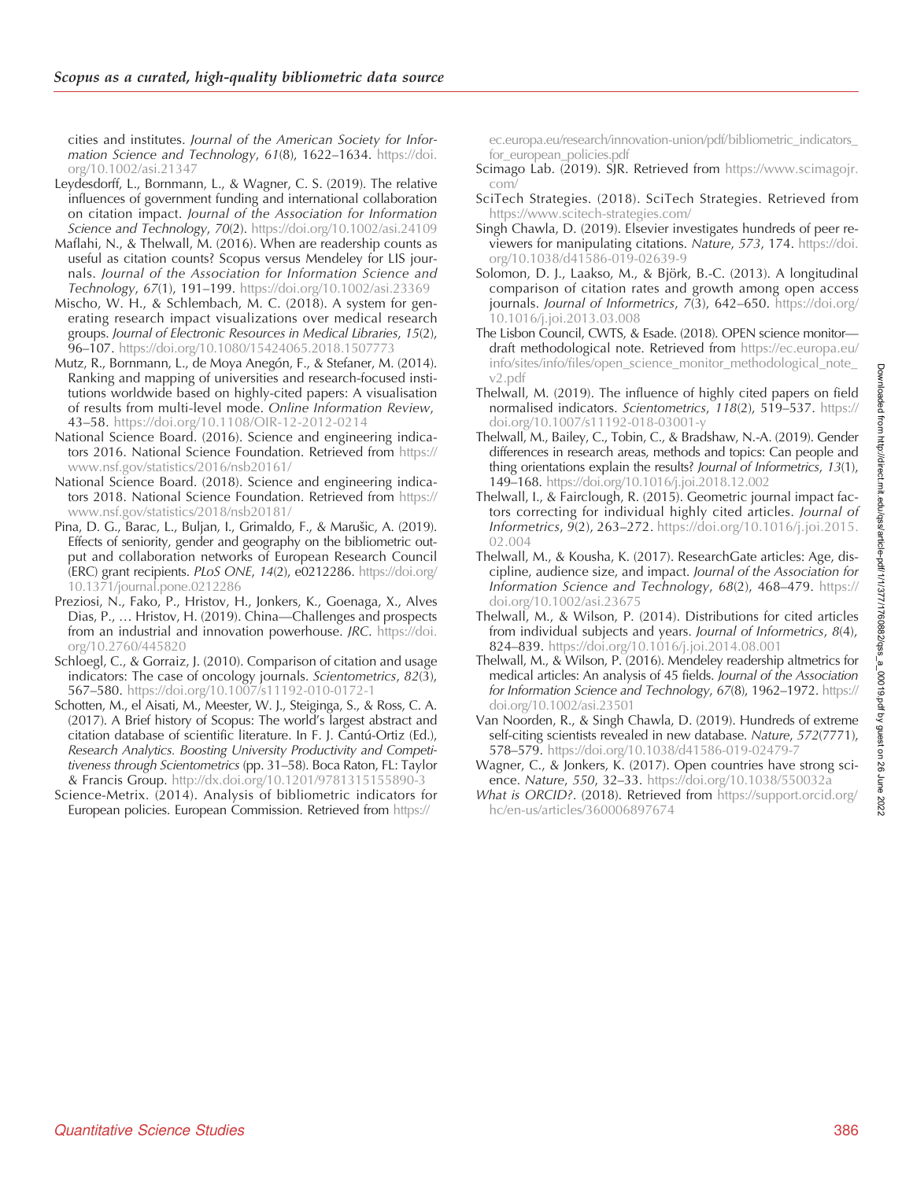cities and institutes. *Journal of the American Society for Information Science and Technology*, *61*(8), 1622–1634. https://doi.org/10.1002/asi.21347

Leydesdorff, L., Bornmann, L., & Wagner, C. S. (2019). The relative influences of government funding and international collaboration on citation impact. *Journal of the Association for Information Science and Technology*, *70*(2). https://doi.org/10.1002/asi.24109

Maflahi, N., & Thelwall, M. (2016). When are readership counts as useful as citation counts? Scopus versus Mendeley for LIS journals. *Journal of the Association for Information Science and Technology*, *67*(1), 191–199. https://doi.org/10.1002/asi.23369

Mischo, W. H., & Schlembach, M. C. (2018). A system for generating research impact visualizations over medical research groups. *Journal of Electronic Resources in Medical Libraries*, *15*(2), 96–107. https://doi.org/10.1080/15424065.2018.1507773

Mutz, R., Bornmann, L., de Moya Anegón, F., & Stefaner, M. (2014). Ranking and mapping of universities and research-focused institutions worldwide based on highly-cited papers: A visualisation of results from multi-level mode. *Online Information Review*, 43–58. https://doi.org/10.1108/OIR-12-2012-0214

National Science Board. (2016). Science and engineering indicators 2016. National Science Foundation. Retrieved from https://www.nsf.gov/statistics/2016/nsb20161/

National Science Board. (2018). Science and engineering indicators 2018. National Science Foundation. Retrieved from https://www.nsf.gov/statistics/2018/nsb20181/

Pina, D. G., Barac, L., Buljan, I., Grimaldo, F., & Marušic, A. (2019). Effects of seniority, gender and geography on the bibliometric output and collaboration networks of European Research Council (ERC) grant recipients. *PLoS ONE*, *14*(2), e0212286. https://doi.org/10.1371/journal.pone.0212286

Preziosi, N., Fako, P., Hristov, H., Jonkers, K., Goenaga, X., Alves Dias, P., … Hristov, H. (2019). China—Challenges and prospects from an industrial and innovation powerhouse. *JRC*. https://doi.org/10.2760/445820

Schloegl, C., & Gorraiz, J. (2010). Comparison of citation and usage indicators: The case of oncology journals. *Scientometrics*, *82*(3), 567–580. https://doi.org/10.1007/s11192-010-0172-1

Schotten, M., el Aisati, M., Meester, W. J., Steiginga, S., & Ross, C. A. (2017). A Brief history of Scopus: The world's largest abstract and citation database of scientific literature. In F. J. Cantú-Ortiz (Ed.), *Research Analytics. Boosting University Productivity and Competitiveness through Scientometrics* (pp. 31–58). Boca Raton, FL: Taylor & Francis Group. http://dx.doi.org/10.1201/9781315155890-3

Science-Metrix. (2014). Analysis of bibliometric indicators for European policies. European Commission. Retrieved from https://ec.europa.eu/research/innovation-union/pdf/bibliometric_indicators_for_european_policies.pdf

Scimago Lab. (2019). SJR. Retrieved from https://www.scimagojr.com/

SciTech Strategies. (2018). SciTech Strategies. Retrieved from https://www.scitech-strategies.com/

Singh Chawla, D. (2019). Elsevier investigates hundreds of peer reviewers for manipulating citations. *Nature*, *573*, 174. https://doi.org/10.1038/d41586-019-02639-9

Solomon, D. J., Laakso, M., & Björk, B.-C. (2013). A longitudinal comparison of citation rates and growth among open access journals. *Journal of Informetrics*, *7*(3), 642–650. https://doi.org/10.1016/j.joi.2013.03.008

The Lisbon Council, CWTS, & Esade. (2018). OPEN science monitor—draft methodological note. Retrieved from https://ec.europa.eu/info/sites/info/files/open_science_monitor_methodological_note_v2.pdf

Thelwall, M. (2019). The influence of highly cited papers on field normalised indicators. *Scientometrics*, *118*(2), 519–537. https://doi.org/10.1007/s11192-018-03001-y

Thelwall, M., Bailey, C., Tobin, C., & Bradshaw, N.-A. (2019). Gender differences in research areas, methods and topics: Can people and thing orientations explain the results? *Journal of Informetrics*, *13*(1), 149–168. https://doi.org/10.1016/j.joi.2018.12.002

Thelwall, I., & Fairclough, R. (2015). Geometric journal impact factors correcting for individual highly cited articles. *Journal of Informetrics*, *9*(2), 263–272. https://doi.org/10.1016/j.joi.2015.02.004

Thelwall, M., & Kousha, K. (2017). ResearchGate articles: Age, discipline, audience size, and impact. *Journal of the Association for Information Science and Technology*, *68*(2), 468–479. https://doi.org/10.1002/asi.23675

Thelwall, M., & Wilson, P. (2014). Distributions for cited articles from individual subjects and years. *Journal of Informetrics*, *8*(4), 824–839. https://doi.org/10.1016/j.joi.2014.08.001

Thelwall, M., & Wilson, P. (2016). Mendeley readership altmetrics for medical articles: An analysis of 45 fields. *Journal of the Association for Information Science and Technology*, *67*(8), 1962–1972. https://doi.org/10.1002/asi.23501

Van Noorden, R., & Singh Chawla, D. (2019). Hundreds of extreme self-citing scientists revealed in new database. *Nature*, *572*(7771), 578–579. https://doi.org/10.1038/d41586-019-02479-7

Wagner, C., & Jonkers, K. (2017). Open countries have strong science. *Nature*, *550*, 32–33. https://doi.org/10.1038/550032a

*What is ORCID?*. (2018). Retrieved from https://support.orcid.org/hc/en-us/articles/360006897674